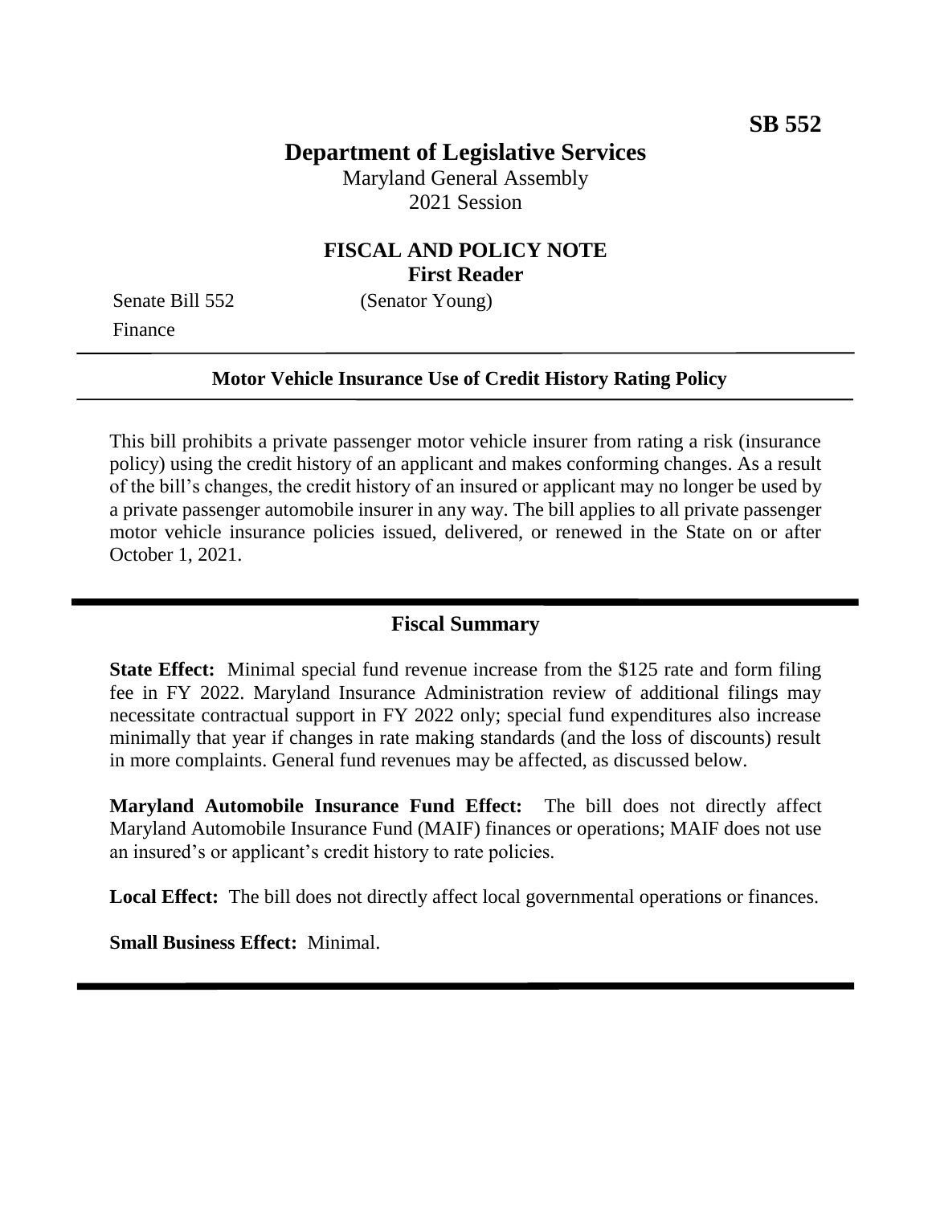**SB 552**

# Department of Legislative Services

Maryland General Assembly
2021 Session

## FISCAL AND POLICY NOTE
**First Reader**

Senate Bill 552 (Senator Young)
Finance

---

**Motor Vehicle Insurance Use of Credit History Rating Policy**

---

This bill prohibits a private passenger motor vehicle insurer from rating a risk (insurance policy) using the credit history of an applicant and makes conforming changes. As a result of the bill's changes, the credit history of an insured or applicant may no longer be used by a private passenger automobile insurer in any way. The bill applies to all private passenger motor vehicle insurance policies issued, delivered, or renewed in the State on or after October 1, 2021.

---

## Fiscal Summary

**State Effect:** Minimal special fund revenue increase from the $125 rate and form filing fee in FY 2022. Maryland Insurance Administration review of additional filings may necessitate contractual support in FY 2022 only; special fund expenditures also increase minimally that year if changes in rate making standards (and the loss of discounts) result in more complaints. General fund revenues may be affected, as discussed below.

**Maryland Automobile Insurance Fund Effect:** The bill does not directly affect Maryland Automobile Insurance Fund (MAIF) finances or operations; MAIF does not use an insured's or applicant's credit history to rate policies.

**Local Effect:** The bill does not directly affect local governmental operations or finances.

**Small Business Effect:** Minimal.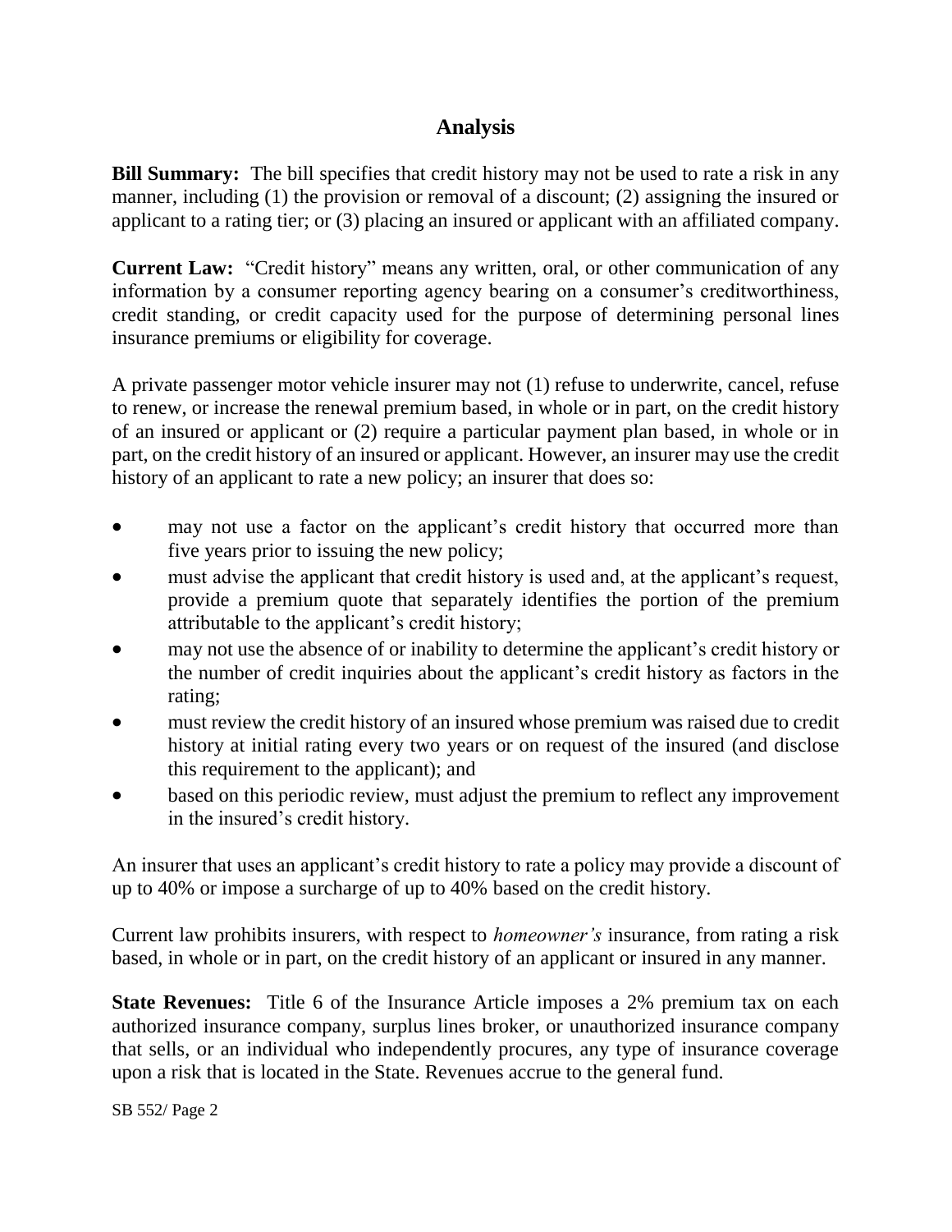## Analysis

**Bill Summary:** The bill specifies that credit history may not be used to rate a risk in any manner, including (1) the provision or removal of a discount; (2) assigning the insured or applicant to a rating tier; or (3) placing an insured or applicant with an affiliated company.

**Current Law:** "Credit history" means any written, oral, or other communication of any information by a consumer reporting agency bearing on a consumer's creditworthiness, credit standing, or credit capacity used for the purpose of determining personal lines insurance premiums or eligibility for coverage.

A private passenger motor vehicle insurer may not (1) refuse to underwrite, cancel, refuse to renew, or increase the renewal premium based, in whole or in part, on the credit history of an insured or applicant or (2) require a particular payment plan based, in whole or in part, on the credit history of an insured or applicant. However, an insurer may use the credit history of an applicant to rate a new policy; an insurer that does so:

- may not use a factor on the applicant's credit history that occurred more than five years prior to issuing the new policy;
- must advise the applicant that credit history is used and, at the applicant's request, provide a premium quote that separately identifies the portion of the premium attributable to the applicant's credit history;
- may not use the absence of or inability to determine the applicant's credit history or the number of credit inquiries about the applicant's credit history as factors in the rating;
- must review the credit history of an insured whose premium was raised due to credit history at initial rating every two years or on request of the insured (and disclose this requirement to the applicant); and
- based on this periodic review, must adjust the premium to reflect any improvement in the insured's credit history.

An insurer that uses an applicant's credit history to rate a policy may provide a discount of up to 40% or impose a surcharge of up to 40% based on the credit history.

Current law prohibits insurers, with respect to *homeowner's* insurance, from rating a risk based, in whole or in part, on the credit history of an applicant or insured in any manner.

**State Revenues:** Title 6 of the Insurance Article imposes a 2% premium tax on each authorized insurance company, surplus lines broker, or unauthorized insurance company that sells, or an individual who independently procures, any type of insurance coverage upon a risk that is located in the State. Revenues accrue to the general fund.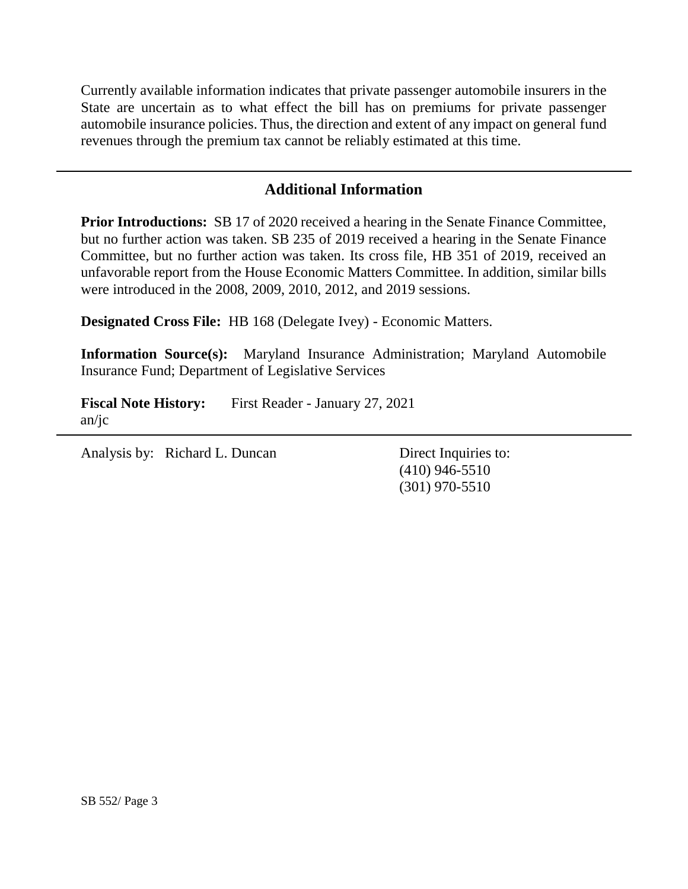Currently available information indicates that private passenger automobile insurers in the State are uncertain as to what effect the bill has on premiums for private passenger automobile insurance policies. Thus, the direction and extent of any impact on general fund revenues through the premium tax cannot be reliably estimated at this time.

---

## Additional Information

**Prior Introductions:** SB 17 of 2020 received a hearing in the Senate Finance Committee, but no further action was taken. SB 235 of 2019 received a hearing in the Senate Finance Committee, but no further action was taken. Its cross file, HB 351 of 2019, received an unfavorable report from the House Economic Matters Committee. In addition, similar bills were introduced in the 2008, 2009, 2010, 2012, and 2019 sessions.

**Designated Cross File:** HB 168 (Delegate Ivey) - Economic Matters.

**Information Source(s):** Maryland Insurance Administration; Maryland Automobile Insurance Fund; Department of Legislative Services

**Fiscal Note History:** First Reader - January 27, 2021
an/jc

---

Analysis by: Richard L. Duncan

Direct Inquiries to:
(410) 946-5510
(301) 970-5510